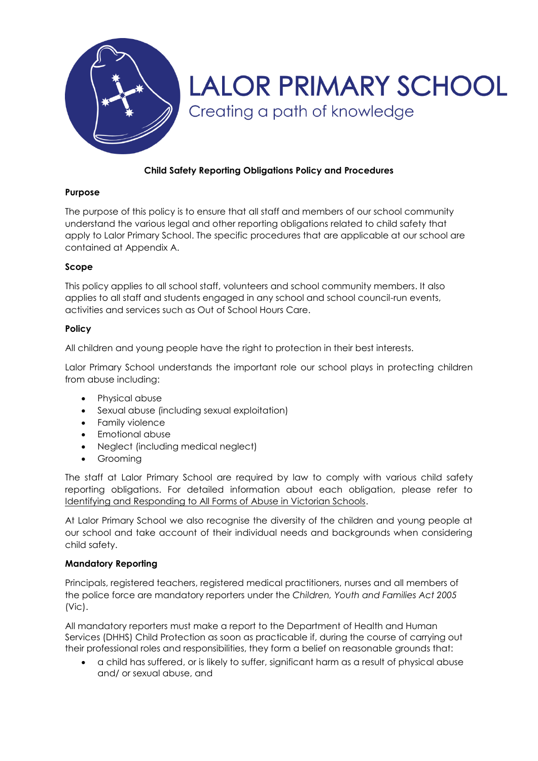# LALOR PRIMARY SCHOOL

Creating a path of knowledge

## Child Safety Reporting Obligations Policy and Procedures

### Purpose

The purpose of this policy is to ensure that all staff and members of our school community understand the various legal and other reporting obligations related to child safety that apply to Lalor Primary School. The specific procedures that are applicable at our school are contained at Appendix A.

### Scope

This policy applies to all school staff, volunteers and school community members. It also applies to all staff and students engaged in any school and school council-run events, activities and services such as Out of School Hours Care.

### Policy

All children and young people have the right to protection in their best interests.

Lalor Primary School understands the important role our school plays in protecting children from abuse including:

- Physical abuse
- Sexual abuse (including sexual exploitation)
- Family violence
- Emotional abuse
- Neglect (including medical neglect)
- Grooming

The staff at Lalor Primary School are required by law to comply with various child safety reporting obligations. For detailed information about each obligation, please refer to Identifying and Responding to All Forms of Abuse in Victorian Schools.

At Lalor Primary School we also recognise the diversity of the children and young people at our school and take account of their individual needs and backgrounds when considering child safety.

### Mandatory Reporting

Principals, registered teachers, registered medical practitioners, nurses and all members of the police force are mandatory reporters under the *Children, Youth and Families Act 2005* (Vic).

All mandatory reporters must make a report to the Department of Health and Human Services (DHHS) Child Protection as soon as practicable if, during the course of carrying out their professional roles and responsibilities, they form a belief on reasonable grounds that:

- a child has suffered, or is likely to suffer, significant harm as a result of physical abuse and/ or sexual abuse, and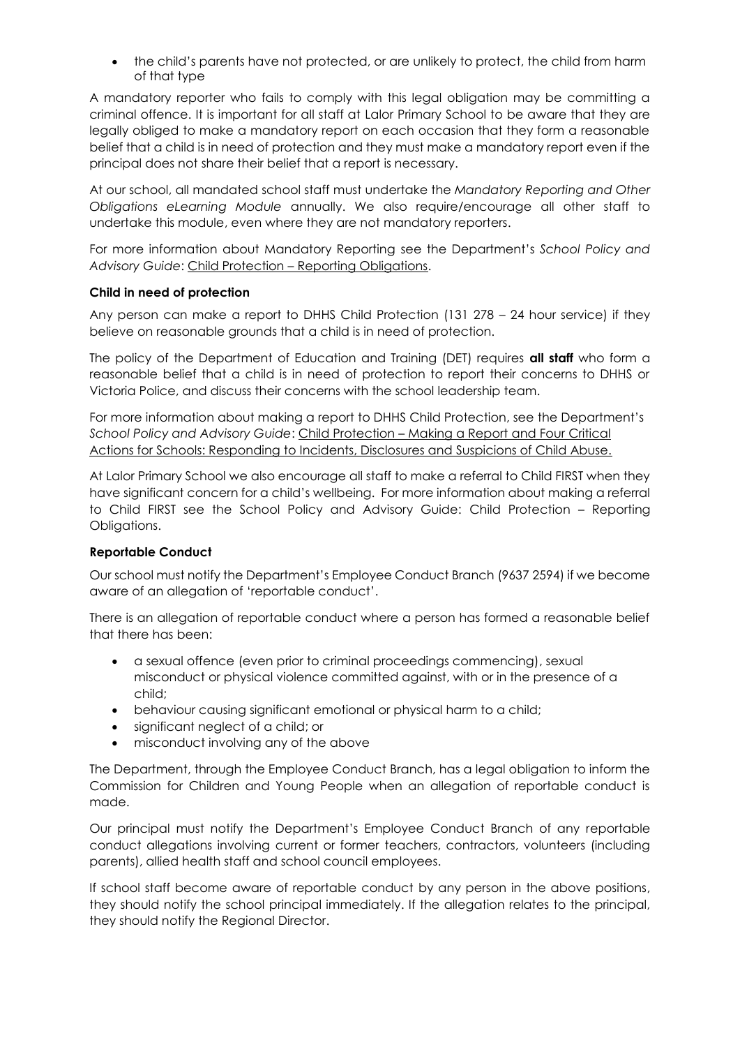- the child's parents have not protected, or are unlikely to protect, the child from harm of that type

A mandatory reporter who fails to comply with this legal obligation may be committing a criminal offence. It is important for all staff at Lalor Primary School to be aware that they are legally obliged to make a mandatory report on each occasion that they form a reasonable belief that a child is in need of protection and they must make a mandatory report even if the principal does not share their belief that a report is necessary.

At our school, all mandated school staff must undertake the *Mandatory Reporting and Other Obligations eLearning Module* annually. We also require/encourage all other staff to undertake this module, even where they are not mandatory reporters.

For more information about Mandatory Reporting see the Department's *School Policy and Advisory Guide*: Child Protection – Reporting Obligations.

**Child in need of protection**

Any person can make a report to DHHS Child Protection (131 278 – 24 hour service) if they believe on reasonable grounds that a child is in need of protection.

The policy of the Department of Education and Training (DET) requires **all staff** who form a reasonable belief that a child is in need of protection to report their concerns to DHHS or Victoria Police, and discuss their concerns with the school leadership team.

For more information about making a report to DHHS Child Protection, see the Department's *School Policy and Advisory Guide*: Child Protection – Making a Report and Four Critical Actions for Schools: Responding to Incidents, Disclosures and Suspicions of Child Abuse.

At Lalor Primary School we also encourage all staff to make a referral to Child FIRST when they have significant concern for a child's wellbeing. For more information about making a referral to Child FIRST see the School Policy and Advisory Guide: Child Protection – Reporting Obligations.

**Reportable Conduct**

Our school must notify the Department's Employee Conduct Branch (9637 2594) if we become aware of an allegation of 'reportable conduct'.

There is an allegation of reportable conduct where a person has formed a reasonable belief that there has been:

- a sexual offence (even prior to criminal proceedings commencing), sexual misconduct or physical violence committed against, with or in the presence of a child;
- behaviour causing significant emotional or physical harm to a child;
- significant neglect of a child; or
- misconduct involving any of the above

The Department, through the Employee Conduct Branch, has a legal obligation to inform the Commission for Children and Young People when an allegation of reportable conduct is made.

Our principal must notify the Department's Employee Conduct Branch of any reportable conduct allegations involving current or former teachers, contractors, volunteers (including parents), allied health staff and school council employees.

If school staff become aware of reportable conduct by any person in the above positions, they should notify the school principal immediately. If the allegation relates to the principal, they should notify the Regional Director.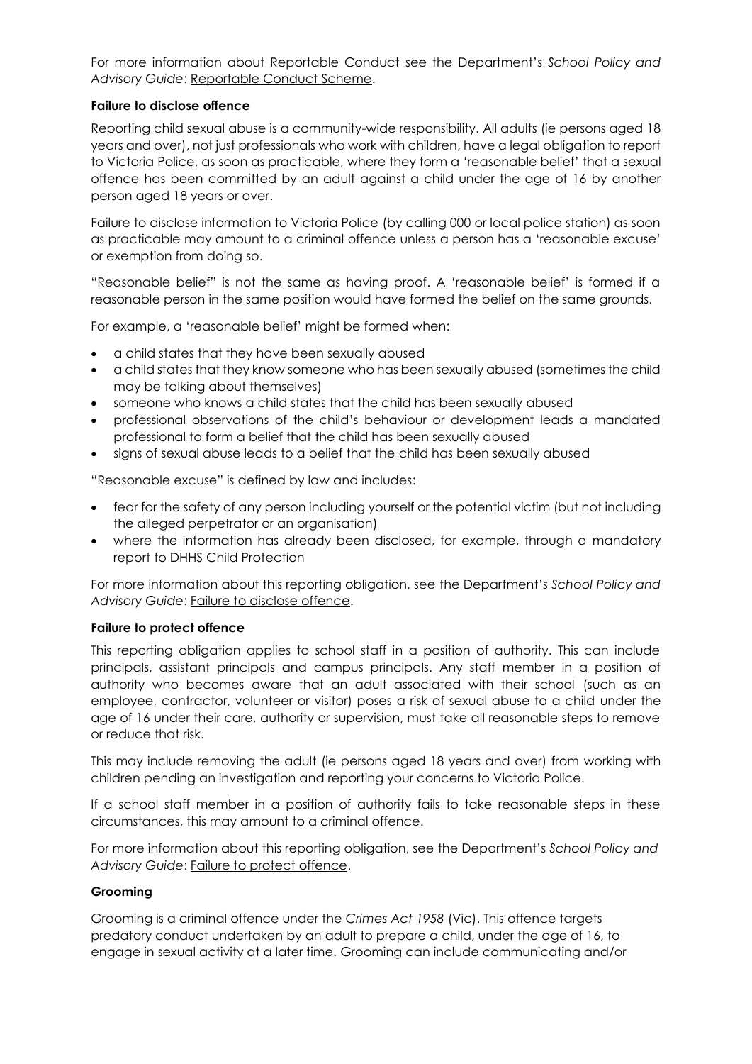For more information about Reportable Conduct see the Department's *School Policy and Advisory Guide*: Reportable Conduct Scheme.

**Failure to disclose offence**

Reporting child sexual abuse is a community-wide responsibility. All adults (ie persons aged 18 years and over), not just professionals who work with children, have a legal obligation to report to Victoria Police, as soon as practicable, where they form a 'reasonable belief' that a sexual offence has been committed by an adult against a child under the age of 16 by another person aged 18 years or over.

Failure to disclose information to Victoria Police (by calling 000 or local police station) as soon as practicable may amount to a criminal offence unless a person has a 'reasonable excuse' or exemption from doing so.

"Reasonable belief" is not the same as having proof. A 'reasonable belief' is formed if a reasonable person in the same position would have formed the belief on the same grounds.

For example, a 'reasonable belief' might be formed when:

- a child states that they have been sexually abused
- a child states that they know someone who has been sexually abused (sometimes the child may be talking about themselves)
- someone who knows a child states that the child has been sexually abused
- professional observations of the child's behaviour or development leads a mandated professional to form a belief that the child has been sexually abused
- signs of sexual abuse leads to a belief that the child has been sexually abused

"Reasonable excuse" is defined by law and includes:

- fear for the safety of any person including yourself or the potential victim (but not including the alleged perpetrator or an organisation)
- where the information has already been disclosed, for example, through a mandatory report to DHHS Child Protection

For more information about this reporting obligation, see the Department's *School Policy and Advisory Guide*: Failure to disclose offence.

**Failure to protect offence**

This reporting obligation applies to school staff in a position of authority. This can include principals, assistant principals and campus principals. Any staff member in a position of authority who becomes aware that an adult associated with their school (such as an employee, contractor, volunteer or visitor) poses a risk of sexual abuse to a child under the age of 16 under their care, authority or supervision, must take all reasonable steps to remove or reduce that risk.

This may include removing the adult (ie persons aged 18 years and over) from working with children pending an investigation and reporting your concerns to Victoria Police.

If a school staff member in a position of authority fails to take reasonable steps in these circumstances, this may amount to a criminal offence.

For more information about this reporting obligation, see the Department's *School Policy and Advisory Guide*: Failure to protect offence.

**Grooming**

Grooming is a criminal offence under the *Crimes Act 1958* (Vic). This offence targets predatory conduct undertaken by an adult to prepare a child, under the age of 16, to engage in sexual activity at a later time. Grooming can include communicating and/or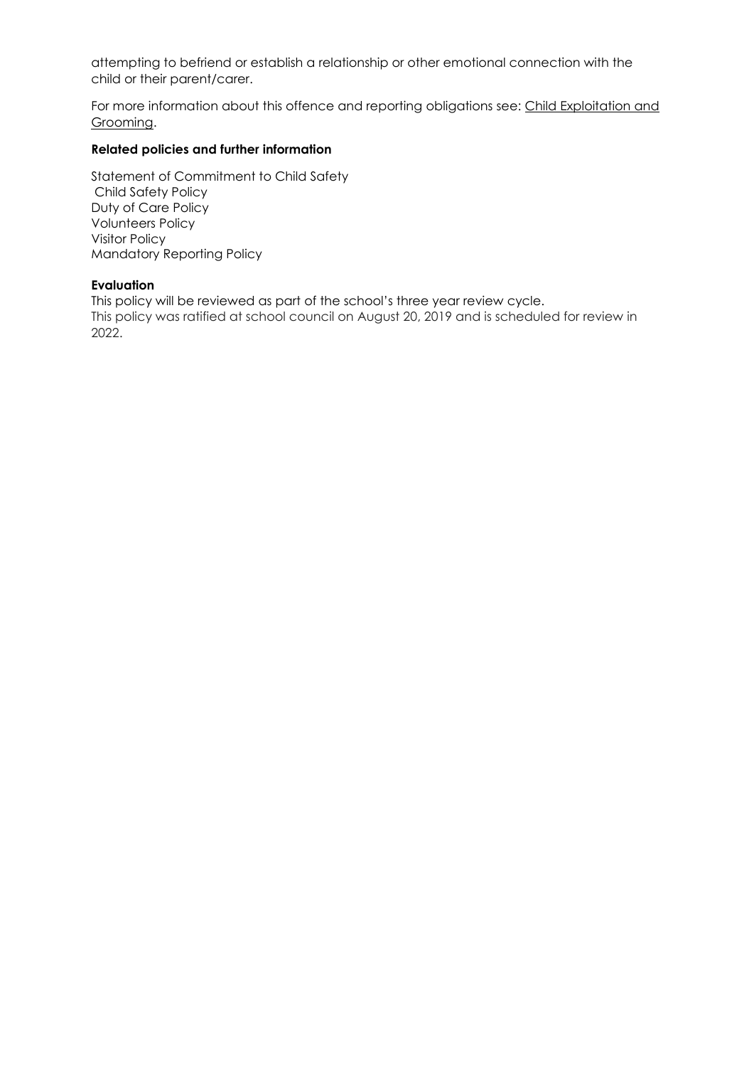attempting to befriend or establish a relationship or other emotional connection with the child or their parent/carer.

For more information about this offence and reporting obligations see: Child Exploitation and Grooming.

**Related policies and further information**

Statement of Commitment to Child Safety
Child Safety Policy
Duty of Care Policy
Volunteers Policy
Visitor Policy
Mandatory Reporting Policy

**Evaluation**

This policy will be reviewed as part of the school's three year review cycle.
This policy was ratified at school council on August 20, 2019 and is scheduled for review in 2022.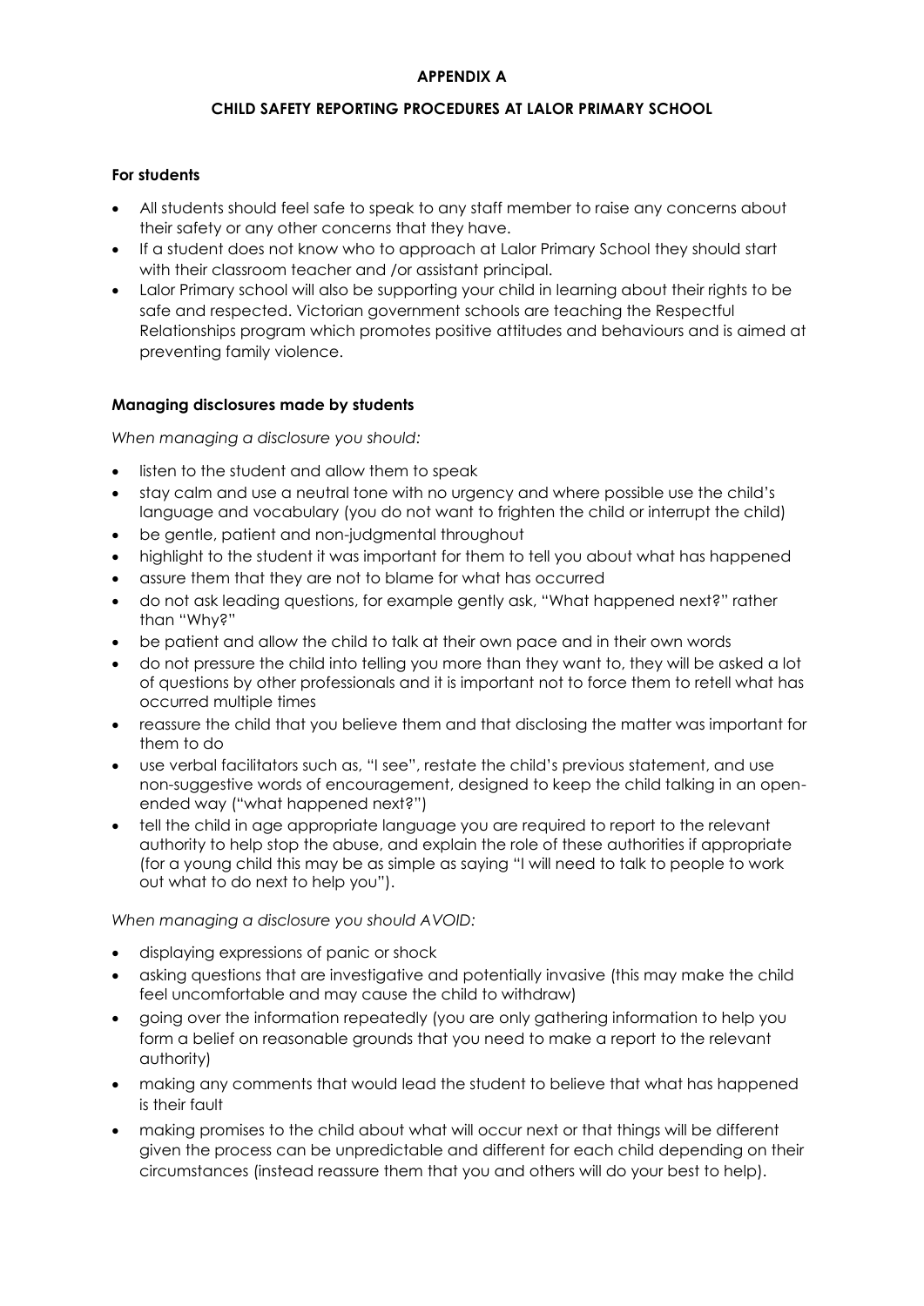**APPENDIX A**

**CHILD SAFETY REPORTING PROCEDURES AT LALOR PRIMARY SCHOOL**

**For students**

- All students should feel safe to speak to any staff member to raise any concerns about their safety or any other concerns that they have.
- If a student does not know who to approach at Lalor Primary School they should start with their classroom teacher and /or assistant principal.
- Lalor Primary school will also be supporting your child in learning about their rights to be safe and respected. Victorian government schools are teaching the Respectful Relationships program which promotes positive attitudes and behaviours and is aimed at preventing family violence.

**Managing disclosures made by students**

*When managing a disclosure you should:*

- listen to the student and allow them to speak
- stay calm and use a neutral tone with no urgency and where possible use the child's language and vocabulary (you do not want to frighten the child or interrupt the child)
- be gentle, patient and non-judgmental throughout
- highlight to the student it was important for them to tell you about what has happened
- assure them that they are not to blame for what has occurred
- do not ask leading questions, for example gently ask, "What happened next?" rather than "Why?"
- be patient and allow the child to talk at their own pace and in their own words
- do not pressure the child into telling you more than they want to, they will be asked a lot of questions by other professionals and it is important not to force them to retell what has occurred multiple times
- reassure the child that you believe them and that disclosing the matter was important for them to do
- use verbal facilitators such as, "I see", restate the child's previous statement, and use non-suggestive words of encouragement, designed to keep the child talking in an open-ended way ("what happened next?")
- tell the child in age appropriate language you are required to report to the relevant authority to help stop the abuse, and explain the role of these authorities if appropriate (for a young child this may be as simple as saying "I will need to talk to people to work out what to do next to help you").

*When managing a disclosure you should AVOID:*

- displaying expressions of panic or shock
- asking questions that are investigative and potentially invasive (this may make the child feel uncomfortable and may cause the child to withdraw)
- going over the information repeatedly (you are only gathering information to help you form a belief on reasonable grounds that you need to make a report to the relevant authority)
- making any comments that would lead the student to believe that what has happened is their fault
- making promises to the child about what will occur next or that things will be different given the process can be unpredictable and different for each child depending on their circumstances (instead reassure them that you and others will do your best to help).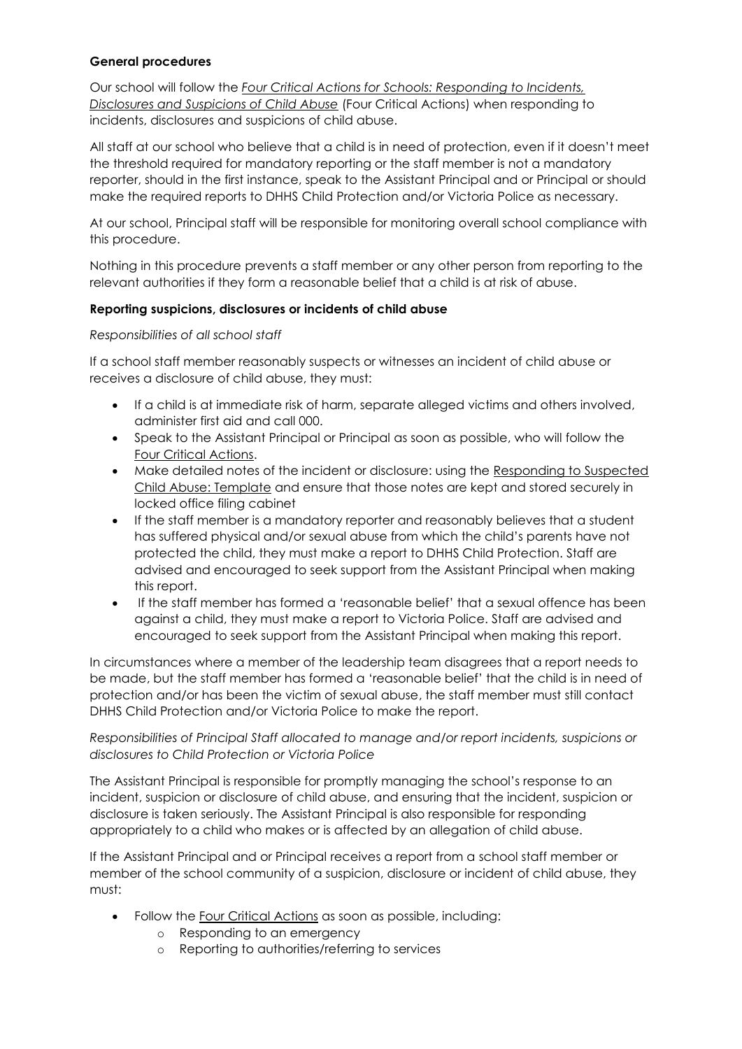**General procedures**

Our school will follow the *Four Critical Actions for Schools: Responding to Incidents, Disclosures and Suspicions of Child Abuse* (Four Critical Actions) when responding to incidents, disclosures and suspicions of child abuse.

All staff at our school who believe that a child is in need of protection, even if it doesn't meet the threshold required for mandatory reporting or the staff member is not a mandatory reporter, should in the first instance, speak to the Assistant Principal and or Principal or should make the required reports to DHHS Child Protection and/or Victoria Police as necessary.

At our school, Principal staff will be responsible for monitoring overall school compliance with this procedure.

Nothing in this procedure prevents a staff member or any other person from reporting to the relevant authorities if they form a reasonable belief that a child is at risk of abuse.

**Reporting suspicions, disclosures or incidents of child abuse**

*Responsibilities of all school staff*

If a school staff member reasonably suspects or witnesses an incident of child abuse or receives a disclosure of child abuse, they must:

- If a child is at immediate risk of harm, separate alleged victims and others involved, administer first aid and call 000.
- Speak to the Assistant Principal or Principal as soon as possible, who will follow the Four Critical Actions.
- Make detailed notes of the incident or disclosure: using the Responding to Suspected Child Abuse: Template and ensure that those notes are kept and stored securely in locked office filing cabinet
- If the staff member is a mandatory reporter and reasonably believes that a student has suffered physical and/or sexual abuse from which the child's parents have not protected the child, they must make a report to DHHS Child Protection. Staff are advised and encouraged to seek support from the Assistant Principal when making this report.
- If the staff member has formed a 'reasonable belief' that a sexual offence has been against a child, they must make a report to Victoria Police. Staff are advised and encouraged to seek support from the Assistant Principal when making this report.

In circumstances where a member of the leadership team disagrees that a report needs to be made, but the staff member has formed a 'reasonable belief' that the child is in need of protection and/or has been the victim of sexual abuse, the staff member must still contact DHHS Child Protection and/or Victoria Police to make the report.

*Responsibilities of Principal Staff allocated to manage and/or report incidents, suspicions or disclosures to Child Protection or Victoria Police*

The Assistant Principal is responsible for promptly managing the school's response to an incident, suspicion or disclosure of child abuse, and ensuring that the incident, suspicion or disclosure is taken seriously. The Assistant Principal is also responsible for responding appropriately to a child who makes or is affected by an allegation of child abuse.

If the Assistant Principal and or Principal receives a report from a school staff member or member of the school community of a suspicion, disclosure or incident of child abuse, they must:

- Follow the Four Critical Actions as soon as possible, including:
  - Responding to an emergency
  - Reporting to authorities/referring to services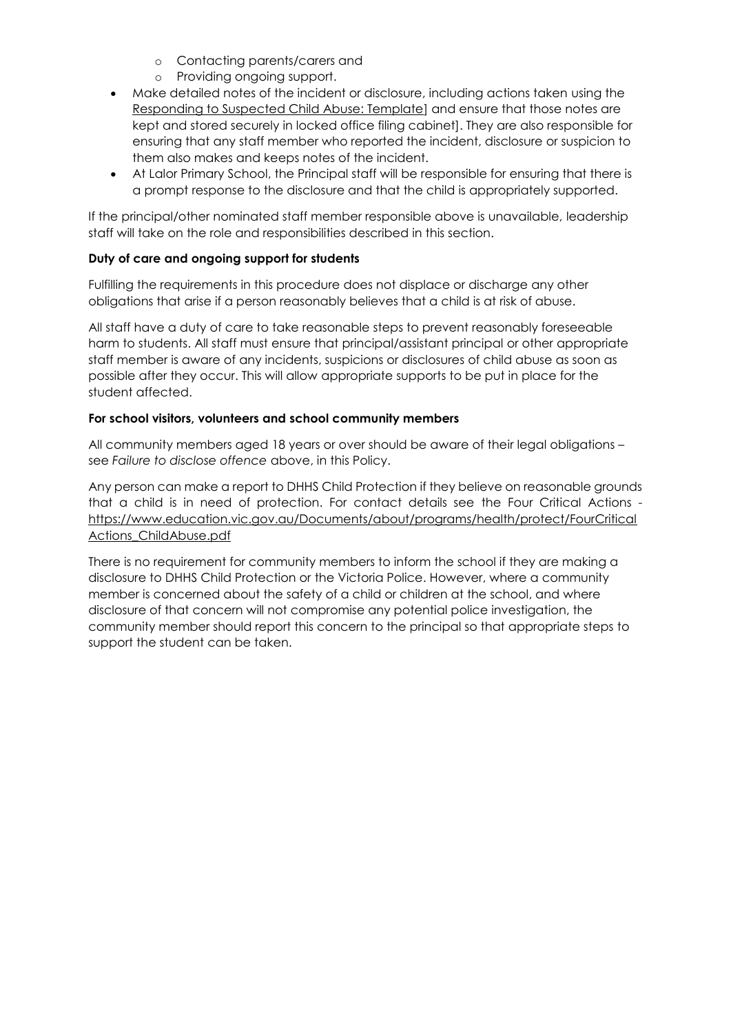- Contacting parents/carers and
  - Providing ongoing support.
- Make detailed notes of the incident or disclosure, including actions taken using the Responding to Suspected Child Abuse: Template] and ensure that those notes are kept and stored securely in locked office filing cabinet]. They are also responsible for ensuring that any staff member who reported the incident, disclosure or suspicion to them also makes and keeps notes of the incident.
- At Lalor Primary School, the Principal staff will be responsible for ensuring that there is a prompt response to the disclosure and that the child is appropriately supported.

If the principal/other nominated staff member responsible above is unavailable, leadership staff will take on the role and responsibilities described in this section.

**Duty of care and ongoing support for students**

Fulfilling the requirements in this procedure does not displace or discharge any other obligations that arise if a person reasonably believes that a child is at risk of abuse.

All staff have a duty of care to take reasonable steps to prevent reasonably foreseeable harm to students. All staff must ensure that principal/assistant principal or other appropriate staff member is aware of any incidents, suspicions or disclosures of child abuse as soon as possible after they occur. This will allow appropriate supports to be put in place for the student affected.

**For school visitors, volunteers and school community members**

All community members aged 18 years or over should be aware of their legal obligations – see *Failure to disclose offence* above, in this Policy.

Any person can make a report to DHHS Child Protection if they believe on reasonable grounds that a child is in need of protection. For contact details see the Four Critical Actions - https://www.education.vic.gov.au/Documents/about/programs/health/protect/FourCriticalActions_ChildAbuse.pdf

There is no requirement for community members to inform the school if they are making a disclosure to DHHS Child Protection or the Victoria Police. However, where a community member is concerned about the safety of a child or children at the school, and where disclosure of that concern will not compromise any potential police investigation, the community member should report this concern to the principal so that appropriate steps to support the student can be taken.